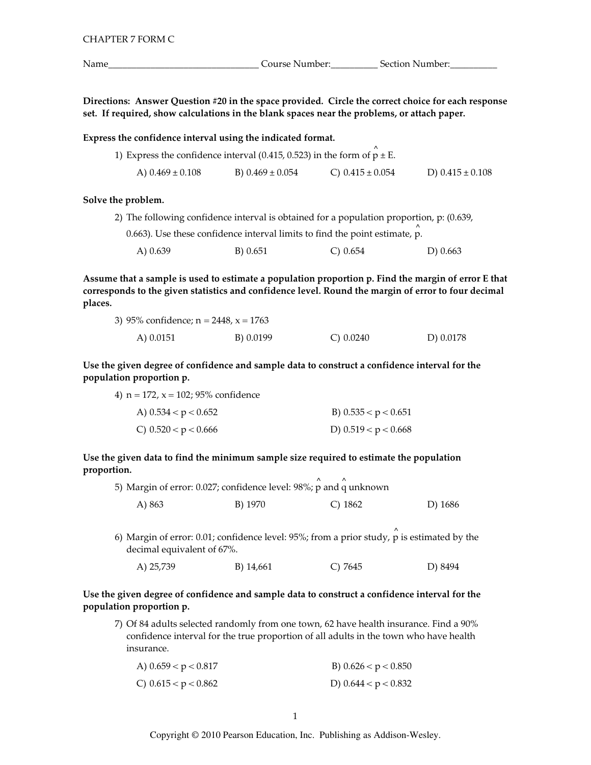CHAPTER 7 FORM C

Name_______________________________ Course Number:__________ Section Number:__________

**Directions: Answer Question #20 in the space provided. Circle the correct choice for each response set. If required, show calculations in the blank spaces near the problems, or attach paper.**

**Express the confidence interval using the indicated format.**

1) Express the confidence interval (0.415, 0.523) in the form of $\hat{p} \pm E$.

A) $0.469 \pm 0.108$  B) $0.469 \pm 0.054$  C) $0.415 \pm 0.054$  D) $0.415 \pm 0.108$

**Solve the problem.**

2) The following confidence interval is obtained for a population proportion, p: (0.639, 0.663). Use these confidence interval limits to find the point estimate, $\hat{p}$.

A) 0.639  B) 0.651  C) 0.654  D) 0.663

**Assume that a sample is used to estimate a population proportion p. Find the margin of error E that corresponds to the given statistics and confidence level. Round the margin of error to four decimal places.**

3) 95% confidence; n = 2448, x = 1763

A) 0.0151  B) 0.0199  C) 0.0240  D) 0.0178

**Use the given degree of confidence and sample data to construct a confidence interval for the population proportion p.**

4) n = 172, x = 102; 95% confidence

A) $0.534 < p < 0.652$  B) $0.535 < p < 0.651$

C) $0.520 < p < 0.666$  D) $0.519 < p < 0.668$

**Use the given data to find the minimum sample size required to estimate the population proportion.**

5) Margin of error: 0.027; confidence level: 98%; $\hat{p}$ and $\hat{q}$ unknown

A) 863  B) 1970  C) 1862  D) 1686

6) Margin of error: 0.01; confidence level: 95%; from a prior study, $\hat{p}$ is estimated by the decimal equivalent of 67%.

A) 25,739  B) 14,661  C) 7645  D) 8494

**Use the given degree of confidence and sample data to construct a confidence interval for the population proportion p.**

7) Of 84 adults selected randomly from one town, 62 have health insurance. Find a 90% confidence interval for the true proportion of all adults in the town who have health insurance.

A) $0.659 < p < 0.817$  B) $0.626 < p < 0.850$

C) $0.615 < p < 0.862$  D) $0.644 < p < 0.832$

Copyright © 2010 Pearson Education, Inc. Publishing as Addison-Wesley.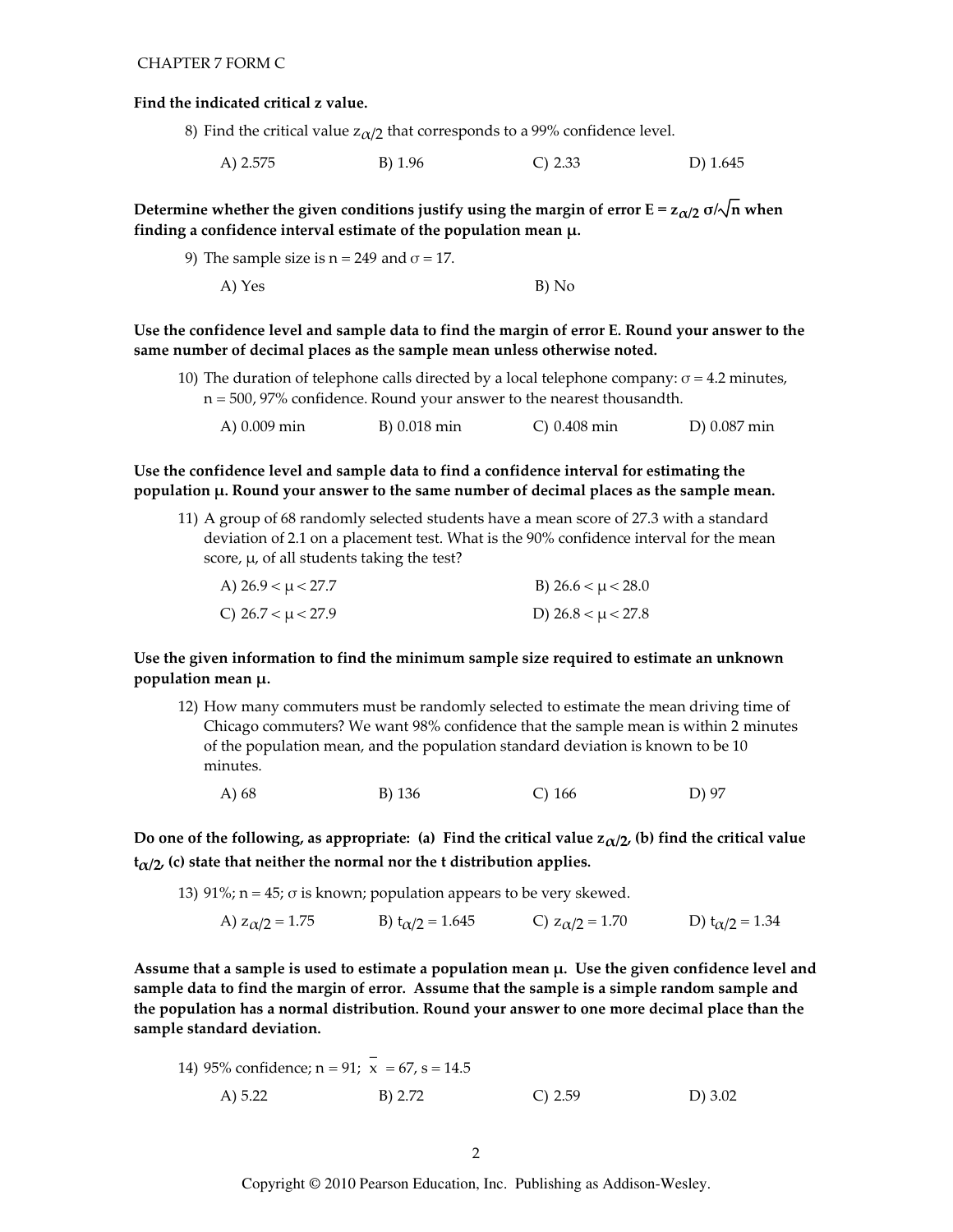**Find the indicated critical z value.**

8) Find the critical value $z_{\alpha/2}$ that corresponds to a 99% confidence level.

A) 2.575 B) 1.96 C) 2.33 D) 1.645

**Determine whether the given conditions justify using the margin of error $E = z_{\alpha/2}\,\sigma/\sqrt{n}$ when finding a confidence interval estimate of the population mean $\mu$.**

9) The sample size is $n = 249$ and $\sigma = 17$.

A) Yes B) No

**Use the confidence level and sample data to find the margin of error E. Round your answer to the same number of decimal places as the sample mean unless otherwise noted.**

10) The duration of telephone calls directed by a local telephone company: $\sigma = 4.2$ minutes, $n = 500$, 97% confidence. Round your answer to the nearest thousandth.

A) 0.009 min B) 0.018 min C) 0.408 min D) 0.087 min

**Use the confidence level and sample data to find a confidence interval for estimating the population $\mu$. Round your answer to the same number of decimal places as the sample mean.**

11) A group of 68 randomly selected students have a mean score of 27.3 with a standard deviation of 2.1 on a placement test. What is the 90% confidence interval for the mean score, $\mu$, of all students taking the test?

A) $26.9 < \mu < 27.7$ B) $26.6 < \mu < 28.0$

C) $26.7 < \mu < 27.9$ D) $26.8 < \mu < 27.8$

**Use the given information to find the minimum sample size required to estimate an unknown population mean $\mu$.**

12) How many commuters must be randomly selected to estimate the mean driving time of Chicago commuters? We want 98% confidence that the sample mean is within 2 minutes of the population mean, and the population standard deviation is known to be 10 minutes.

A) 68 B) 136 C) 166 D) 97

**Do one of the following, as appropriate: (a) Find the critical value $z_{\alpha/2}$, (b) find the critical value $t_{\alpha/2}$, (c) state that neither the normal nor the t distribution applies.**

13) 91%; $n = 45$; $\sigma$ is known; population appears to be very skewed.

A) $z_{\alpha/2} = 1.75$ B) $t_{\alpha/2} = 1.645$ C) $z_{\alpha/2} = 1.70$ D) $t_{\alpha/2} = 1.34$

**Assume that a sample is used to estimate a population mean $\mu$. Use the given confidence level and sample data to find the margin of error. Assume that the sample is a simple random sample and the population has a normal distribution. Round your answer to one more decimal place than the sample standard deviation.**

14) 95% confidence; $n = 91$; $\bar{x} = 67$, $s = 14.5$

A) 5.22 B) 2.72 C) 2.59 D) 3.02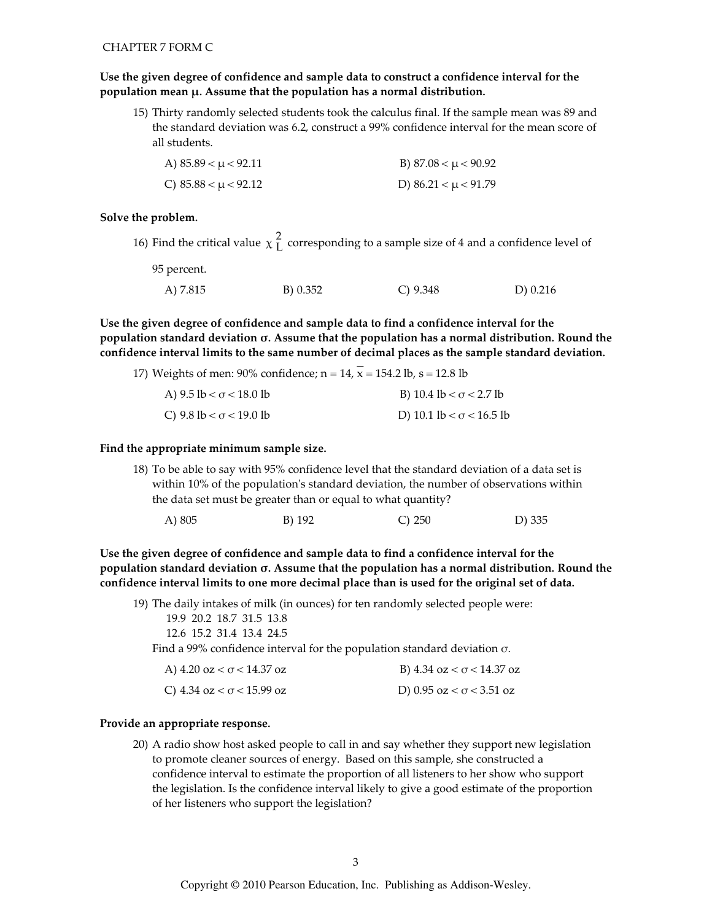CHAPTER 7 FORM C

**Use the given degree of confidence and sample data to construct a confidence interval for the population mean $\mu$. Assume that the population has a normal distribution.**

15) Thirty randomly selected students took the calculus final. If the sample mean was 89 and the standard deviation was 6.2, construct a 99% confidence interval for the mean score of all students.

A) $85.89 < \mu < 92.11$  
B) $87.08 < \mu < 90.92$  
C) $85.88 < \mu < 92.12$  
D) $86.21 < \mu < 91.79$

**Solve the problem.**

16) Find the critical value $\chi^2_L$ corresponding to a sample size of 4 and a confidence level of 95 percent.

A) 7.815  
B) 0.352  
C) 9.348  
D) 0.216

**Use the given degree of confidence and sample data to find a confidence interval for the population standard deviation $\sigma$. Assume that the population has a normal distribution. Round the confidence interval limits to the same number of decimal places as the sample standard deviation.**

17) Weights of men: 90% confidence; $n = 14$, $\overline{x} = 154.2$ lb, $s = 12.8$ lb

A) $9.5 \text{ lb} < \sigma < 18.0 \text{ lb}$  
B) $10.4 \text{ lb} < \sigma < 2.7 \text{ lb}$  
C) $9.8 \text{ lb} < \sigma < 19.0 \text{ lb}$  
D) $10.1 \text{ lb} < \sigma < 16.5 \text{ lb}$

**Find the appropriate minimum sample size.**

18) To be able to say with 95% confidence level that the standard deviation of a data set is within 10% of the population's standard deviation, the number of observations within the data set must be greater than or equal to what quantity?

A) 805  
B) 192  
C) 250  
D) 335

**Use the given degree of confidence and sample data to find a confidence interval for the population standard deviation $\sigma$. Assume that the population has a normal distribution. Round the confidence interval limits to one more decimal place than is used for the original set of data.**

19) The daily intakes of milk (in ounces) for ten randomly selected people were:

19.9 20.2 18.7 31.5 13.8  
12.6 15.2 31.4 13.4 24.5

Find a 99% confidence interval for the population standard deviation $\sigma$.

A) $4.20 \text{ oz} < \sigma < 14.37 \text{ oz}$  
B) $4.34 \text{ oz} < \sigma < 14.37 \text{ oz}$  
C) $4.34 \text{ oz} < \sigma < 15.99 \text{ oz}$  
D) $0.95 \text{ oz} < \sigma < 3.51 \text{ oz}$

**Provide an appropriate response.**

20) A radio show host asked people to call in and say whether they support new legislation to promote cleaner sources of energy. Based on this sample, she constructed a confidence interval to estimate the proportion of all listeners to her show who support the legislation. Is the confidence interval likely to give a good estimate of the proportion of her listeners who support the legislation?

Copyright © 2010 Pearson Education, Inc. Publishing as Addison-Wesley.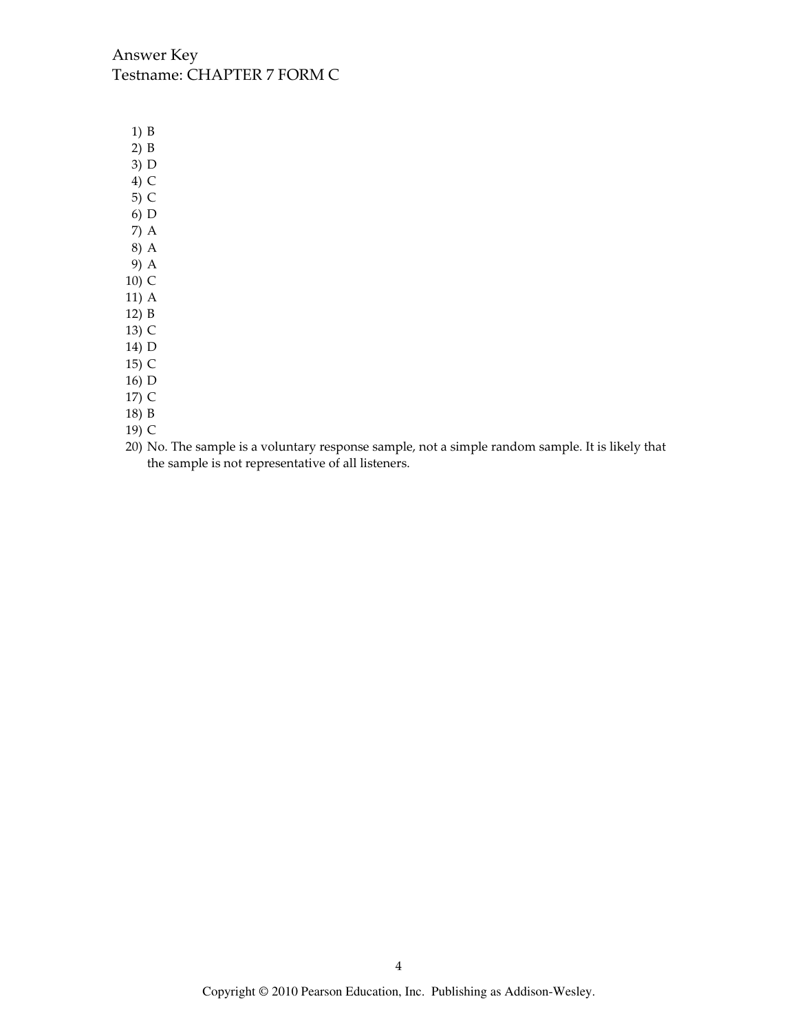Answer Key
Testname: CHAPTER 7 FORM C

1) B
2) B
3) D
4) C
5) C
6) D
7) A
8) A
9) A
10) C
11) A
12) B
13) C
14) D
15) C
16) D
17) C
18) B
19) C
20) No. The sample is a voluntary response sample, not a simple random sample. It is likely that the sample is not representative of all listeners.